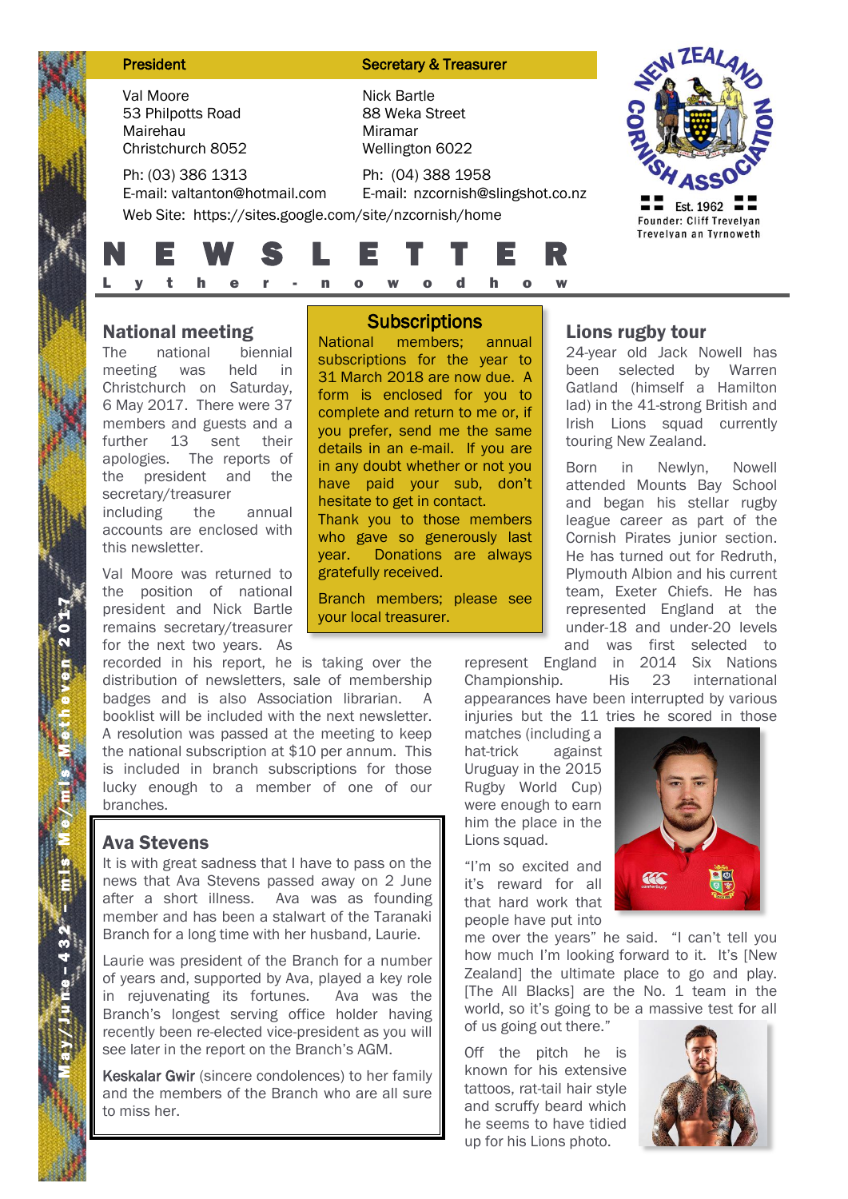**President**

Val Moore
53 Philpotts Road
Mairehau
Christchurch 8052

Ph: (03) 386 1313
E-mail: valtanton@hotmail.com

**Secretary & Treasurer**

Nick Bartle
88 Weka Street
Miramar
Wellington 6022

Ph: (04) 388 1958
E-mail: nzcornish@slingshot.co.nz

Web Site: https://sites.google.com/site/nzcornish/home

NEW ZEALAND CORNISH ASSOCIATION
Est. 1962
Founder: Cliff Trevelyan
Trevelyan an Tyrnoweth

# NEWSLETTER

**Lyther-nowodhow**

May/June – 432 – mis Me/mis Metheven 2017

## National meeting

The national biennial meeting was held in Christchurch on Saturday, 6 May 2017. There were 37 members and guests and a further 13 sent their apologies. The reports of the president and the secretary/treasurer including the annual accounts are enclosed with this newsletter.

Val Moore was returned to the position of national president and Nick Bartle remains secretary/treasurer for the next two years. As recorded in his report, he is taking over the distribution of newsletters, sale of membership badges and is also Association librarian. A booklist will be included with the next newsletter. A resolution was passed at the meeting to keep the national subscription at $10 per annum. This is included in branch subscriptions for those lucky enough to a member of one of our branches.

## Subscriptions

National members; annual subscriptions for the year to 31 March 2018 are now due. A form is enclosed for you to complete and return to me or, if you prefer, send me the same details in an e-mail. If you are in any doubt whether or not you have paid your sub, don't hesitate to get in contact. Thank you to those members who gave so generously last year. Donations are always gratefully received.

Branch members; please see your local treasurer.

## Ava Stevens

It is with great sadness that I have to pass on the news that Ava Stevens passed away on 2 June after a short illness. Ava was as founding member and has been a stalwart of the Taranaki Branch for a long time with her husband, Laurie.

Laurie was president of the Branch for a number of years and, supported by Ava, played a key role in rejuvenating its fortunes. Ava was the Branch's longest serving office holder having recently been re-elected vice-president as you will see later in the report on the Branch's AGM.

**Keskalar Gwir** (sincere condolences) to her family and the members of the Branch who are all sure to miss her.

## Lions rugby tour

24-year old Jack Nowell has been selected by Warren Gatland (himself a Hamilton lad) in the 41-strong British and Irish Lions squad currently touring New Zealand.

Born in Newlyn, Nowell attended Mounts Bay School and began his stellar rugby league career as part of the Cornish Pirates junior section. He has turned out for Redruth, Plymouth Albion and his current team, Exeter Chiefs. He has represented England at the under-18 and under-20 levels and was first selected to represent England in 2014 Six Nations Championship. His 23 international appearances have been interrupted by various injuries but the 11 tries he scored in those matches (including a hat-trick against Uruguay in the 2015 Rugby World Cup) were enough to earn him the place in the Lions squad.

"I'm so excited and it's reward for all that hard work that people have put into me over the years" he said. "I can't tell you how much I'm looking forward to it. It's [New Zealand] the ultimate place to go and play. [The All Blacks] are the No. 1 team in the world, so it's going to be a massive test for all of us going out there."

Off the pitch he is known for his extensive tattoos, rat-tail hair style and scruffy beard which he seems to have tidied up for his Lions photo.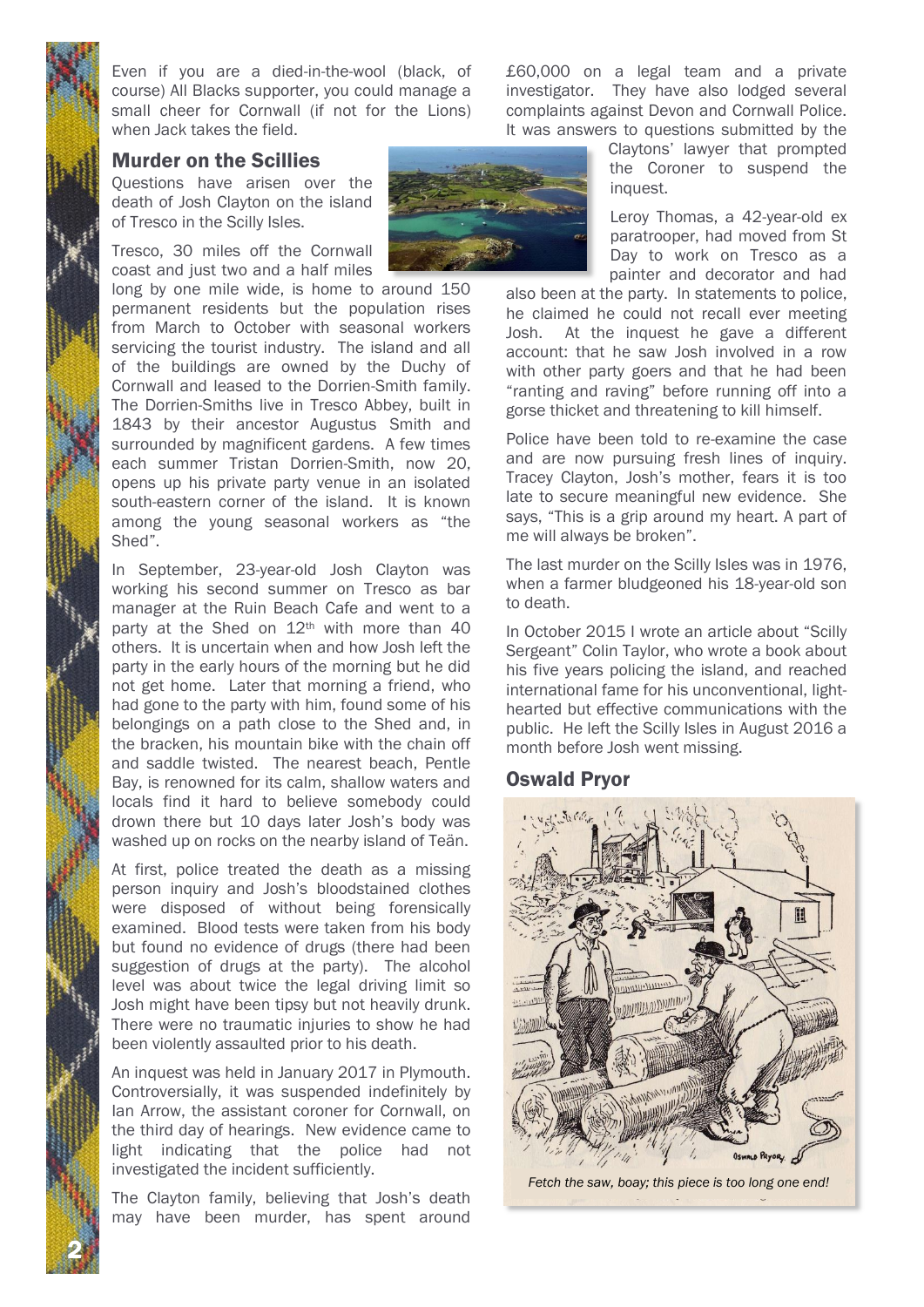Even if you are a died-in-the-wool (black, of course) All Blacks supporter, you could manage a small cheer for Cornwall (if not for the Lions) when Jack takes the field.

## Murder on the Scillies

Questions have arisen over the death of Josh Clayton on the island of Tresco in the Scilly Isles.

Tresco, 30 miles off the Cornwall coast and just two and a half miles long by one mile wide, is home to around 150 permanent residents but the population rises from March to October with seasonal workers servicing the tourist industry. The island and all of the buildings are owned by the Duchy of Cornwall and leased to the Dorrien-Smith family. The Dorrien-Smiths live in Tresco Abbey, built in 1843 by their ancestor Augustus Smith and surrounded by magnificent gardens. A few times each summer Tristan Dorrien-Smith, now 20, opens up his private party venue in an isolated south-eastern corner of the island. It is known among the young seasonal workers as "the Shed".

In September, 23-year-old Josh Clayton was working his second summer on Tresco as bar manager at the Ruin Beach Cafe and went to a party at the Shed on 12th with more than 40 others. It is uncertain when and how Josh left the party in the early hours of the morning but he did not get home. Later that morning a friend, who had gone to the party with him, found some of his belongings on a path close to the Shed and, in the bracken, his mountain bike with the chain off and saddle twisted. The nearest beach, Pentle Bay, is renowned for its calm, shallow waters and locals find it hard to believe somebody could drown there but 10 days later Josh's body was washed up on rocks on the nearby island of Teän.

At first, police treated the death as a missing person inquiry and Josh's bloodstained clothes were disposed of without being forensically examined. Blood tests were taken from his body but found no evidence of drugs (there had been suggestion of drugs at the party). The alcohol level was about twice the legal driving limit so Josh might have been tipsy but not heavily drunk. There were no traumatic injuries to show he had been violently assaulted prior to his death.

An inquest was held in January 2017 in Plymouth. Controversially, it was suspended indefinitely by Ian Arrow, the assistant coroner for Cornwall, on the third day of hearings. New evidence came to light indicating that the police had not investigated the incident sufficiently.

The Clayton family, believing that Josh's death may have been murder, has spent around £60,000 on a legal team and a private investigator. They have also lodged several complaints against Devon and Cornwall Police. It was answers to questions submitted by the Claytons' lawyer that prompted the Coroner to suspend the inquest.

Leroy Thomas, a 42-year-old ex paratrooper, had moved from St Day to work on Tresco as a painter and decorator and had also been at the party. In statements to police, he claimed he could not recall ever meeting Josh. At the inquest he gave a different account: that he saw Josh involved in a row with other party goers and that he had been "ranting and raving" before running off into a gorse thicket and threatening to kill himself.

Police have been told to re-examine the case and are now pursuing fresh lines of inquiry. Tracey Clayton, Josh's mother, fears it is too late to secure meaningful new evidence. She says, "This is a grip around my heart. A part of me will always be broken".

The last murder on the Scilly Isles was in 1976, when a farmer bludgeoned his 18-year-old son to death.

In October 2015 I wrote an article about "Scilly Sergeant" Colin Taylor, who wrote a book about his five years policing the island, and reached international fame for his unconventional, light-hearted but effective communications with the public. He left the Scilly Isles in August 2016 a month before Josh went missing.

## Oswald Pryor

*Fetch the saw, boay; this piece is too long one end!*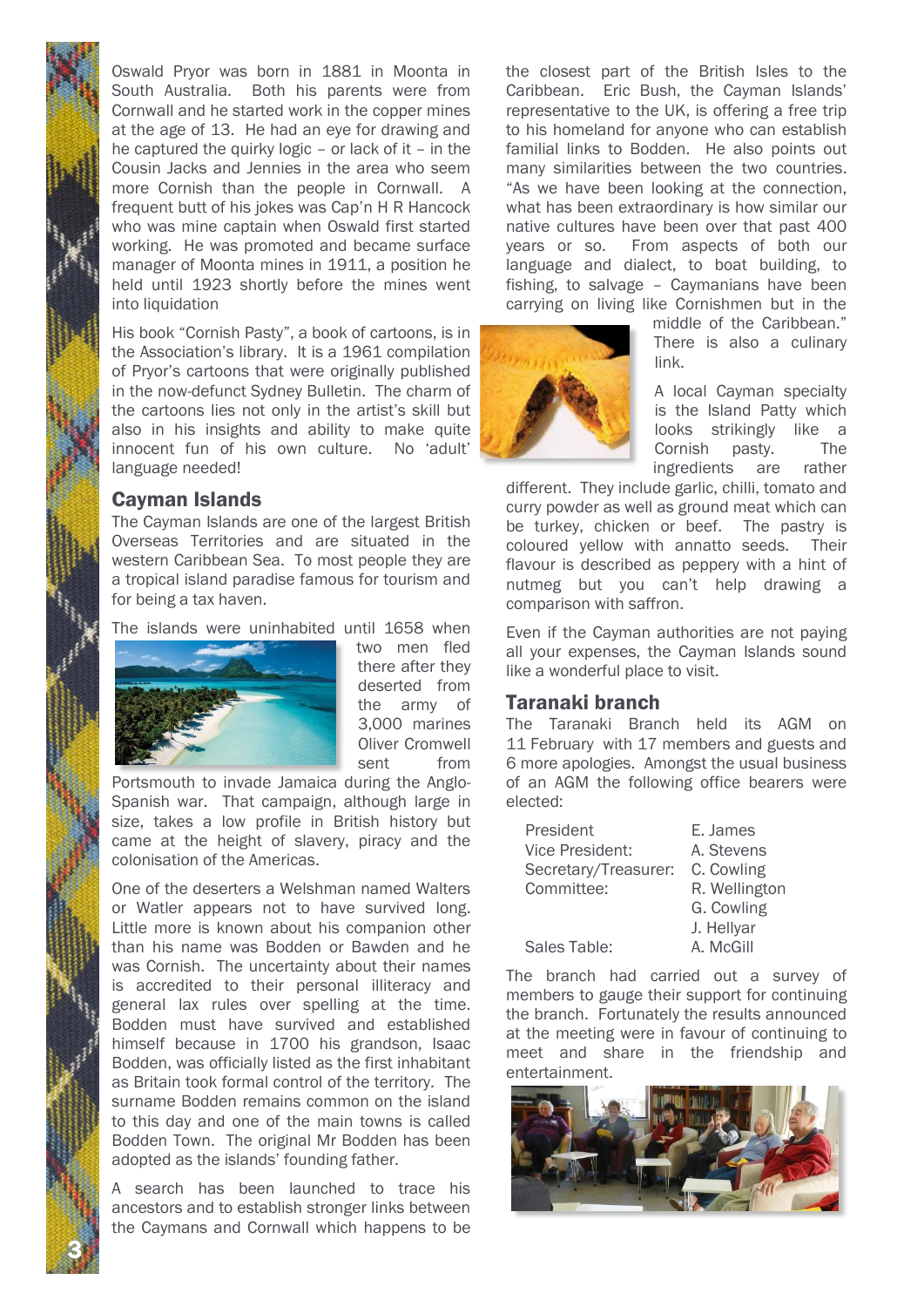Oswald Pryor was born in 1881 in Moonta in South Australia. Both his parents were from Cornwall and he started work in the copper mines at the age of 13. He had an eye for drawing and he captured the quirky logic – or lack of it – in the Cousin Jacks and Jennies in the area who seem more Cornish than the people in Cornwall. A frequent butt of his jokes was Cap'n H R Hancock who was mine captain when Oswald first started working. He was promoted and became surface manager of Moonta mines in 1911, a position he held until 1923 shortly before the mines went into liquidation

His book "Cornish Pasty", a book of cartoons, is in the Association's library. It is a 1961 compilation of Pryor's cartoons that were originally published in the now-defunct Sydney Bulletin. The charm of the cartoons lies not only in the artist's skill but also in his insights and ability to make quite innocent fun of his own culture. No 'adult' language needed!

## Cayman Islands

The Cayman Islands are one of the largest British Overseas Territories and are situated in the western Caribbean Sea. To most people they are a tropical island paradise famous for tourism and for being a tax haven.

The islands were uninhabited until 1658 when two men fled there after they deserted from the army of 3,000 marines Oliver Cromwell sent from Portsmouth to invade Jamaica during the Anglo-Spanish war. That campaign, although large in size, takes a low profile in British history but came at the height of slavery, piracy and the colonisation of the Americas.

One of the deserters a Welshman named Walters or Watler appears not to have survived long. Little more is known about his companion other than his name was Bodden or Bawden and he was Cornish. The uncertainty about their names is accredited to their personal illiteracy and general lax rules over spelling at the time. Bodden must have survived and established himself because in 1700 his grandson, Isaac Bodden, was officially listed as the first inhabitant as Britain took formal control of the territory. The surname Bodden remains common on the island to this day and one of the main towns is called Bodden Town. The original Mr Bodden has been adopted as the islands' founding father.

A search has been launched to trace his ancestors and to establish stronger links between the Caymans and Cornwall which happens to be the closest part of the British Isles to the Caribbean. Eric Bush, the Cayman Islands' representative to the UK, is offering a free trip to his homeland for anyone who can establish familial links to Bodden. He also points out many similarities between the two countries. "As we have been looking at the connection, what has been extraordinary is how similar our native cultures have been over that past 400 years or so. From aspects of both our language and dialect, to boat building, to fishing, to salvage – Caymanians have been carrying on living like Cornishmen but in the middle of the Caribbean." There is also a culinary link.

A local Cayman specialty is the Island Patty which looks strikingly like a Cornish pasty. The ingredients are rather different. They include garlic, chilli, tomato and curry powder as well as ground meat which can be turkey, chicken or beef. The pastry is coloured yellow with annatto seeds. Their flavour is described as peppery with a hint of nutmeg but you can't help drawing a comparison with saffron.

Even if the Cayman authorities are not paying all your expenses, the Cayman Islands sound like a wonderful place to visit.

## Taranaki branch

The Taranaki Branch held its AGM on 11 February with 17 members and guests and 6 more apologies. Amongst the usual business of an AGM the following office bearers were elected:

| | |
|---|---|
| President | E. James |
| Vice President: | A. Stevens |
| Secretary/Treasurer: | C. Cowling |
| Committee: | R. Wellington |
| | G. Cowling |
| | J. Hellyar |
| Sales Table: | A. McGill |

The branch had carried out a survey of members to gauge their support for continuing the branch. Fortunately the results announced at the meeting were in favour of continuing to meet and share in the friendship and entertainment.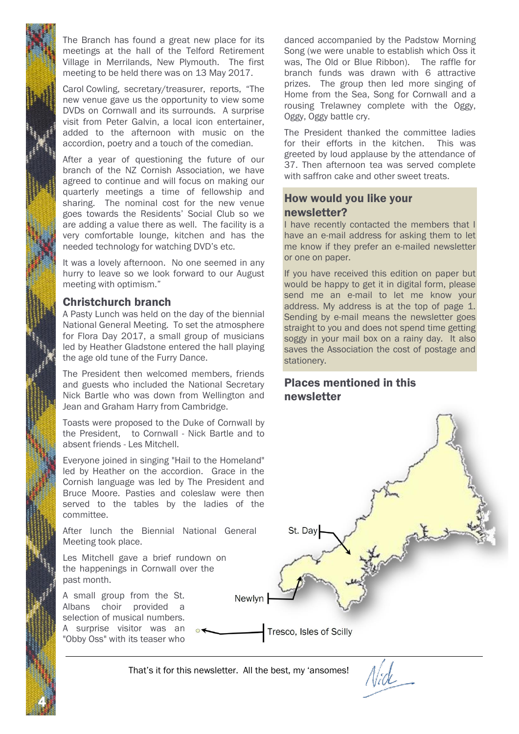The Branch has found a great new place for its meetings at the hall of the Telford Retirement Village in Merrilands, New Plymouth. The first meeting to be held there was on 13 May 2017.

Carol Cowling, secretary/treasurer, reports, "The new venue gave us the opportunity to view some DVDs on Cornwall and its surrounds. A surprise visit from Peter Galvin, a local icon entertainer, added to the afternoon with music on the accordion, poetry and a touch of the comedian.

After a year of questioning the future of our branch of the NZ Cornish Association, we have agreed to continue and will focus on making our quarterly meetings a time of fellowship and sharing. The nominal cost for the new venue goes towards the Residents' Social Club so we are adding a value there as well. The facility is a very comfortable lounge, kitchen and has the needed technology for watching DVD's etc.

It was a lovely afternoon. No one seemed in any hurry to leave so we look forward to our August meeting with optimism."

## Christchurch branch

A Pasty Lunch was held on the day of the biennial National General Meeting. To set the atmosphere for Flora Day 2017, a small group of musicians led by Heather Gladstone entered the hall playing the age old tune of the Furry Dance.

The President then welcomed members, friends and guests who included the National Secretary Nick Bartle who was down from Wellington and Jean and Graham Harry from Cambridge.

Toasts were proposed to the Duke of Cornwall by the President, to Cornwall - Nick Bartle and to absent friends - Les Mitchell.

Everyone joined in singing "Hail to the Homeland" led by Heather on the accordion. Grace in the Cornish language was led by The President and Bruce Moore. Pasties and coleslaw were then served to the tables by the ladies of the committee.

After lunch the Biennial National General Meeting took place.

Les Mitchell gave a brief rundown on the happenings in Cornwall over the past month.

A small group from the St. Albans choir provided a selection of musical numbers. A surprise visitor was an "Obby Oss" with its teaser who danced accompanied by the Padstow Morning Song (we were unable to establish which Oss it was, The Old or Blue Ribbon). The raffle for branch funds was drawn with 6 attractive prizes. The group then led more singing of Home from the Sea, Song for Cornwall and a rousing Trelawney complete with the Oggy, Oggy, Oggy battle cry.

The President thanked the committee ladies for their efforts in the kitchen. This was greeted by loud applause by the attendance of 37. Then afternoon tea was served complete with saffron cake and other sweet treats.

## How would you like your newsletter?

I have recently contacted the members that I have an e-mail address for asking them to let me know if they prefer an e-mailed newsletter or one on paper.

If you have received this edition on paper but would be happy to get it in digital form, please send me an e-mail to let me know your address. My address is at the top of page 1. Sending by e-mail means the newsletter goes straight to you and does not spend time getting soggy in your mail box on a rainy day. It also saves the Association the cost of postage and stationery.

## Places mentioned in this newsletter

St. Day

Newlyn

Tresco, Isles of Scilly

That's it for this newsletter. All the best, my 'ansomes!

Nick